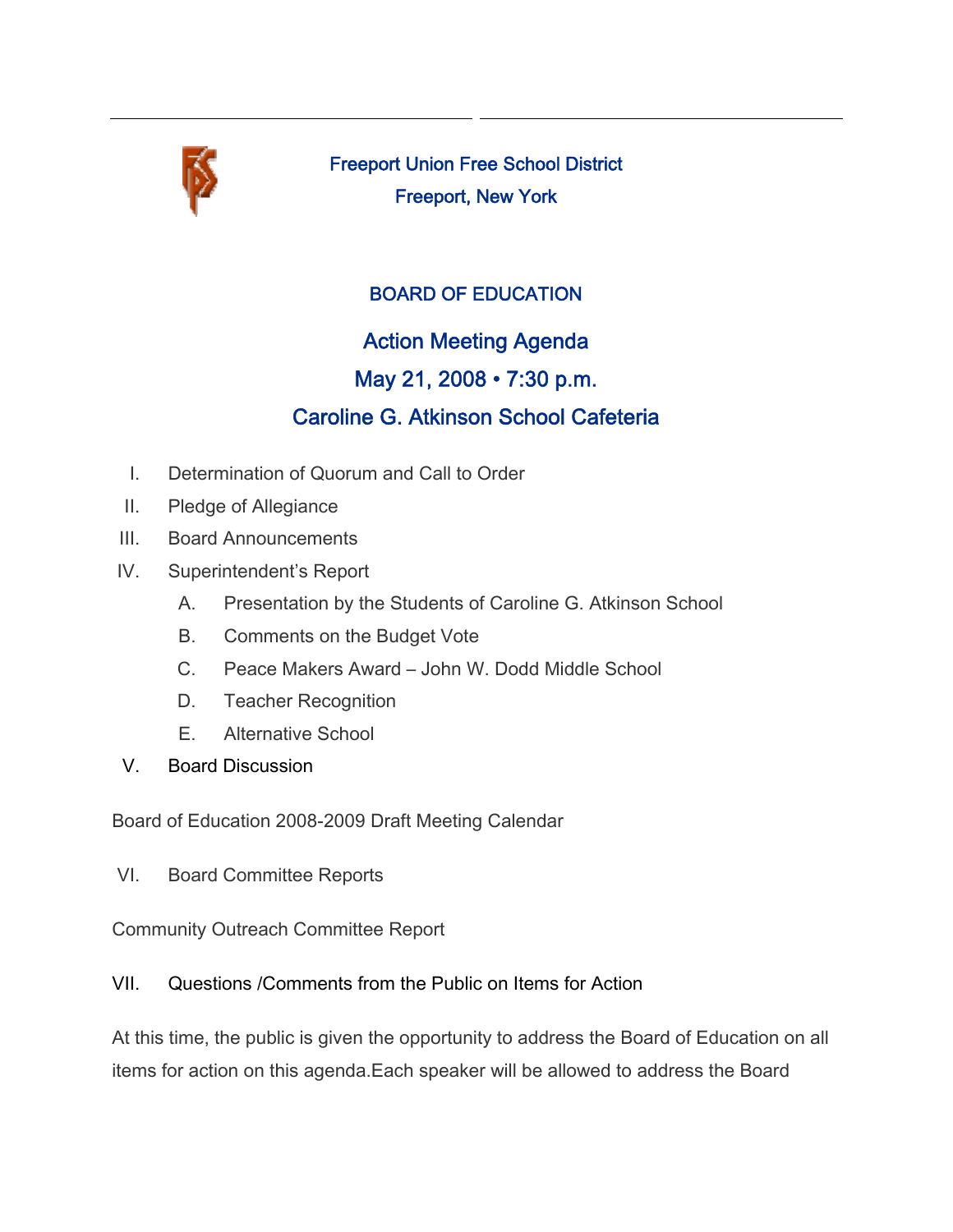Freeport Union Free School District

Freeport, New York

## BOARD OF EDUCATION

## Action Meeting Agenda

## May 21, 2008 • 7:30 p.m.

## Caroline G. Atkinson School Cafeteria

I. Determination of Quorum and Call to Order

II. Pledge of Allegiance

III. Board Announcements

IV. Superintendent's Report

  A. Presentation by the Students of Caroline G. Atkinson School

  B. Comments on the Budget Vote

  C. Peace Makers Award – John W. Dodd Middle School

  D. Teacher Recognition

  E. Alternative School

V. Board Discussion

Board of Education 2008-2009 Draft Meeting Calendar

VI. Board Committee Reports

Community Outreach Committee Report

VII. Questions /Comments from the Public on Items for Action

At this time, the public is given the opportunity to address the Board of Education on all items for action on this agenda.Each speaker will be allowed to address the Board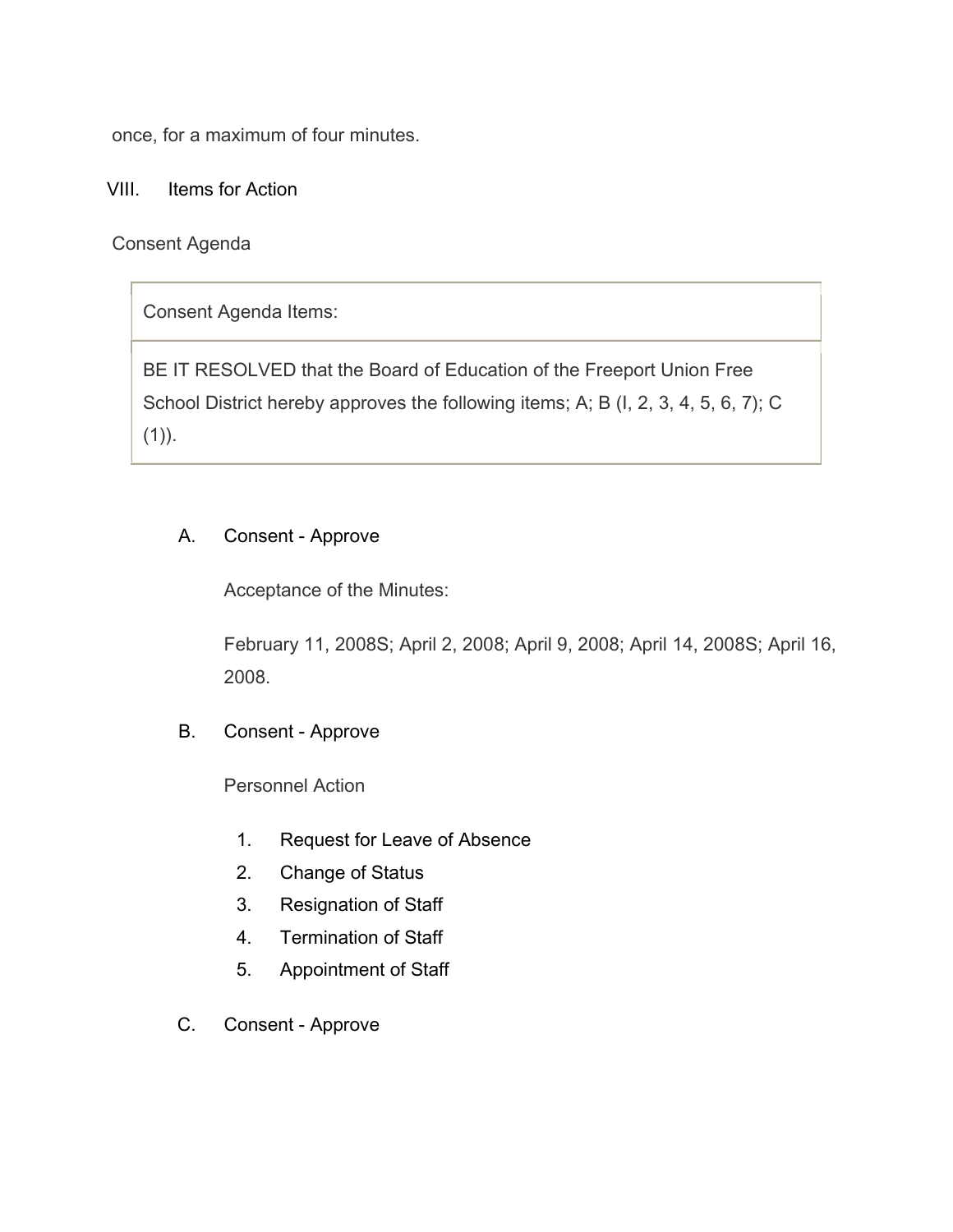once, for a maximum of four minutes.

VIII. Items for Action

Consent Agenda

| Consent Agenda Items: |
| --- |
| BE IT RESOLVED that the Board of Education of the Freeport Union Free School District hereby approves the following items; A; B (I, 2, 3, 4, 5, 6, 7); C (1)). |

A. Consent - Approve

Acceptance of the Minutes:

February 11, 2008S; April 2, 2008; April 9, 2008; April 14, 2008S; April 16, 2008.

B. Consent - Approve

Personnel Action

1. Request for Leave of Absence
2. Change of Status
3. Resignation of Staff
4. Termination of Staff
5. Appointment of Staff

C. Consent - Approve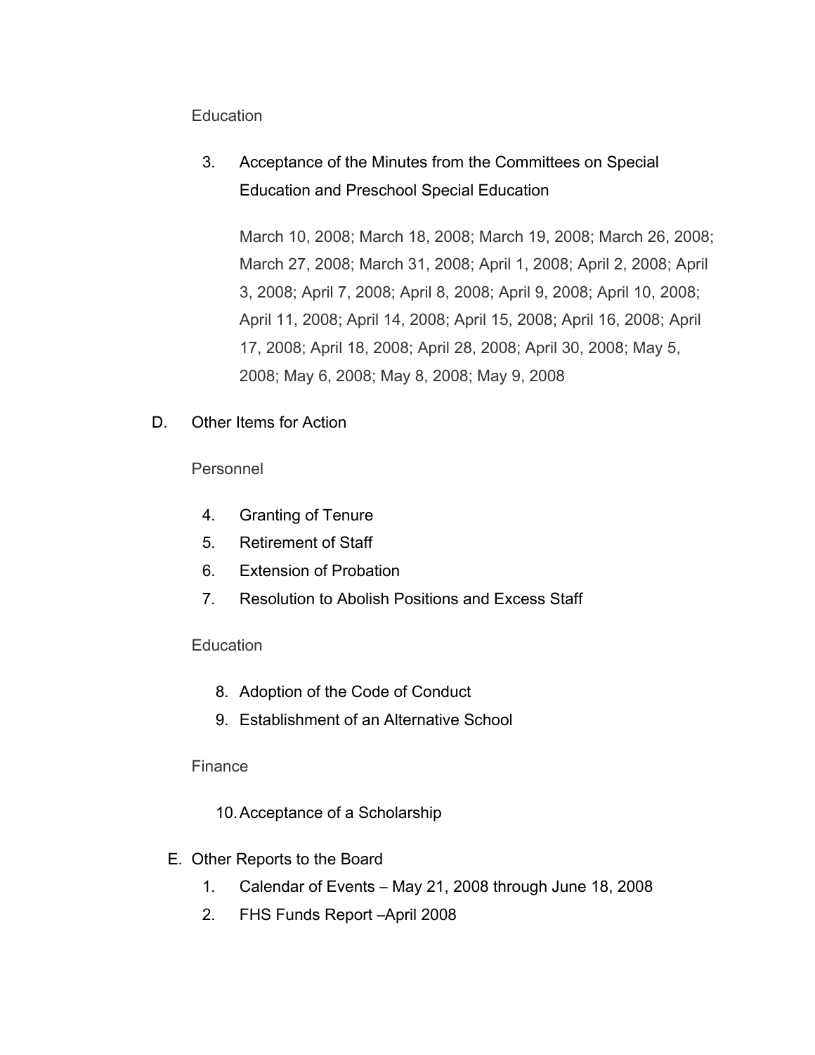Education

3. Acceptance of the Minutes from the Committees on Special Education and Preschool Special Education

   March 10, 2008; March 18, 2008; March 19, 2008; March 26, 2008; March 27, 2008; March 31, 2008; April 1, 2008; April 2, 2008; April 3, 2008; April 7, 2008; April 8, 2008; April 9, 2008; April 10, 2008; April 11, 2008; April 14, 2008; April 15, 2008; April 16, 2008; April 17, 2008; April 18, 2008; April 28, 2008; April 30, 2008; May 5, 2008; May 6, 2008; May 8, 2008; May 9, 2008

D. Other Items for Action

Personnel

4. Granting of Tenure
5. Retirement of Staff
6. Extension of Probation
7. Resolution to Abolish Positions and Excess Staff

Education

8. Adoption of the Code of Conduct
9. Establishment of an Alternative School

Finance

10. Acceptance of a Scholarship

E. Other Reports to the Board

1. Calendar of Events – May 21, 2008 through June 18, 2008
2. FHS Funds Report –April 2008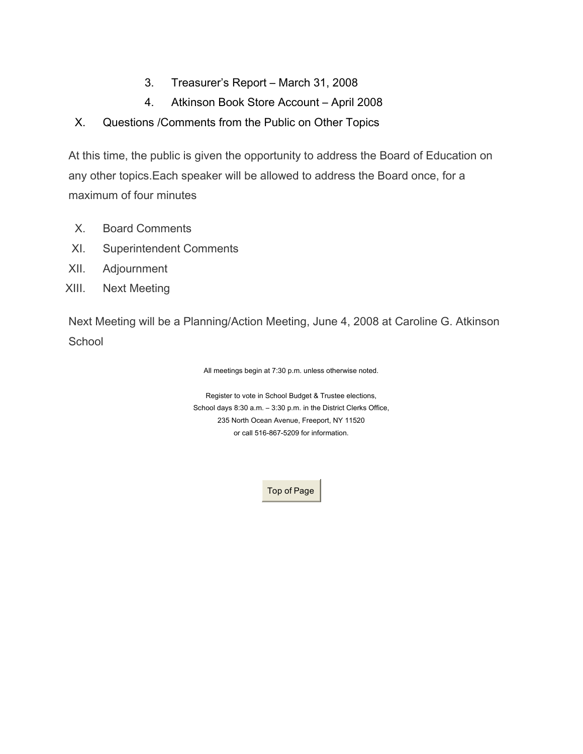3. Treasurer's Report – March 31, 2008
4. Atkinson Book Store Account – April 2008

X. Questions /Comments from the Public on Other Topics

At this time, the public is given the opportunity to address the Board of Education on any other topics.Each speaker will be allowed to address the Board once, for a maximum of four minutes

X. Board Comments

XI. Superintendent Comments

XII. Adjournment

XIII. Next Meeting

Next Meeting will be a Planning/Action Meeting, June 4, 2008 at Caroline G. Atkinson School

All meetings begin at 7:30 p.m. unless otherwise noted.

Register to vote in School Budget & Trustee elections,
School days 8:30 a.m. – 3:30 p.m. in the District Clerks Office,
235 North Ocean Avenue, Freeport, NY 11520
or call 516-867-5209 for information.

Top of Page